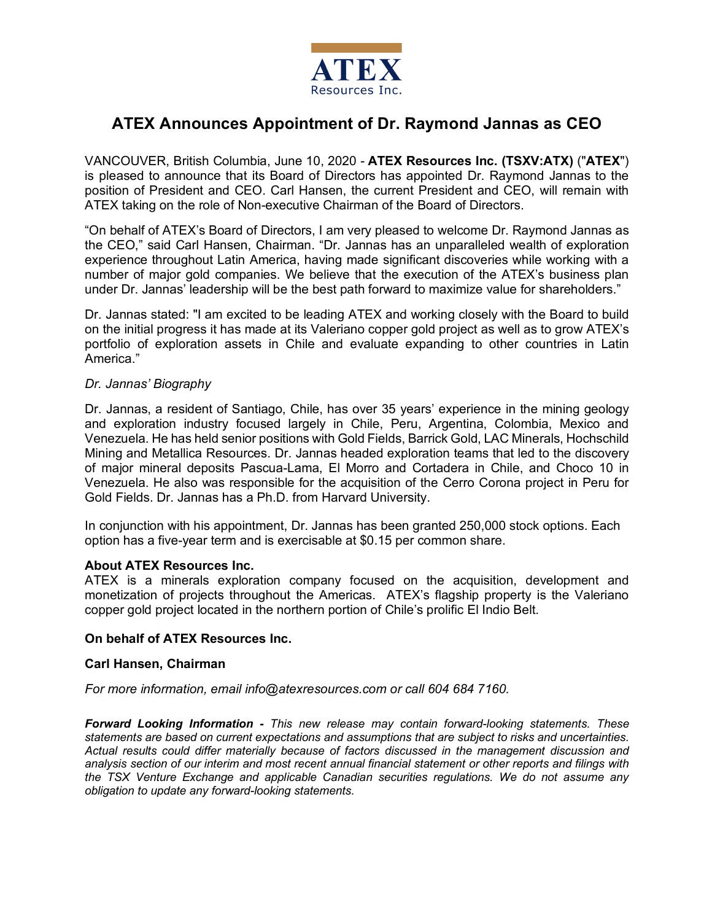ATEX
Resources Inc.

# ATEX Announces Appointment of Dr. Raymond Jannas as CEO

VANCOUVER, British Columbia, June 10, 2020 - **ATEX Resources Inc. (TSXV:ATX)** ("**ATEX**") is pleased to announce that its Board of Directors has appointed Dr. Raymond Jannas to the position of President and CEO. Carl Hansen, the current President and CEO, will remain with ATEX taking on the role of Non-executive Chairman of the Board of Directors.

"On behalf of ATEX's Board of Directors, I am very pleased to welcome Dr. Raymond Jannas as the CEO," said Carl Hansen, Chairman. "Dr. Jannas has an unparalleled wealth of exploration experience throughout Latin America, having made significant discoveries while working with a number of major gold companies. We believe that the execution of the ATEX's business plan under Dr. Jannas' leadership will be the best path forward to maximize value for shareholders."

Dr. Jannas stated: "I am excited to be leading ATEX and working closely with the Board to build on the initial progress it has made at its Valeriano copper gold project as well as to grow ATEX's portfolio of exploration assets in Chile and evaluate expanding to other countries in Latin America."

*Dr. Jannas' Biography*

Dr. Jannas, a resident of Santiago, Chile, has over 35 years' experience in the mining geology and exploration industry focused largely in Chile, Peru, Argentina, Colombia, Mexico and Venezuela. He has held senior positions with Gold Fields, Barrick Gold, LAC Minerals, Hochschild Mining and Metallica Resources. Dr. Jannas headed exploration teams that led to the discovery of major mineral deposits Pascua-Lama, El Morro and Cortadera in Chile, and Choco 10 in Venezuela. He also was responsible for the acquisition of the Cerro Corona project in Peru for Gold Fields. Dr. Jannas has a Ph.D. from Harvard University.

In conjunction with his appointment, Dr. Jannas has been granted 250,000 stock options. Each option has a five-year term and is exercisable at $0.15 per common share.

**About ATEX Resources Inc.**
ATEX is a minerals exploration company focused on the acquisition, development and monetization of projects throughout the Americas. ATEX's flagship property is the Valeriano copper gold project located in the northern portion of Chile's prolific El Indio Belt.

**On behalf of ATEX Resources Inc.**

**Carl Hansen, Chairman**

*For more information, email info@atexresources.com or call 604 684 7160.*

***Forward Looking Information -*** *This new release may contain forward-looking statements. These statements are based on current expectations and assumptions that are subject to risks and uncertainties. Actual results could differ materially because of factors discussed in the management discussion and analysis section of our interim and most recent annual financial statement or other reports and filings with the TSX Venture Exchange and applicable Canadian securities regulations. We do not assume any obligation to update any forward-looking statements.*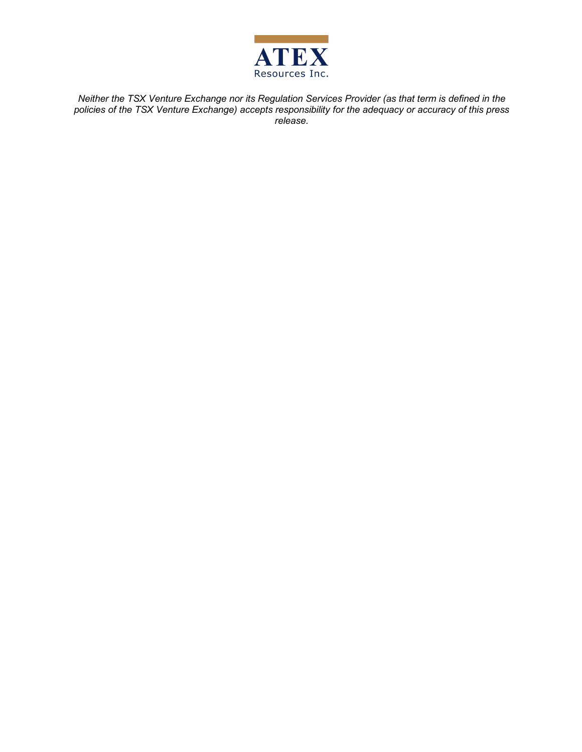**ATEX**

Resources Inc.

*Neither the TSX Venture Exchange nor its Regulation Services Provider (as that term is defined in the policies of the TSX Venture Exchange) accepts responsibility for the adequacy or accuracy of this press release.*